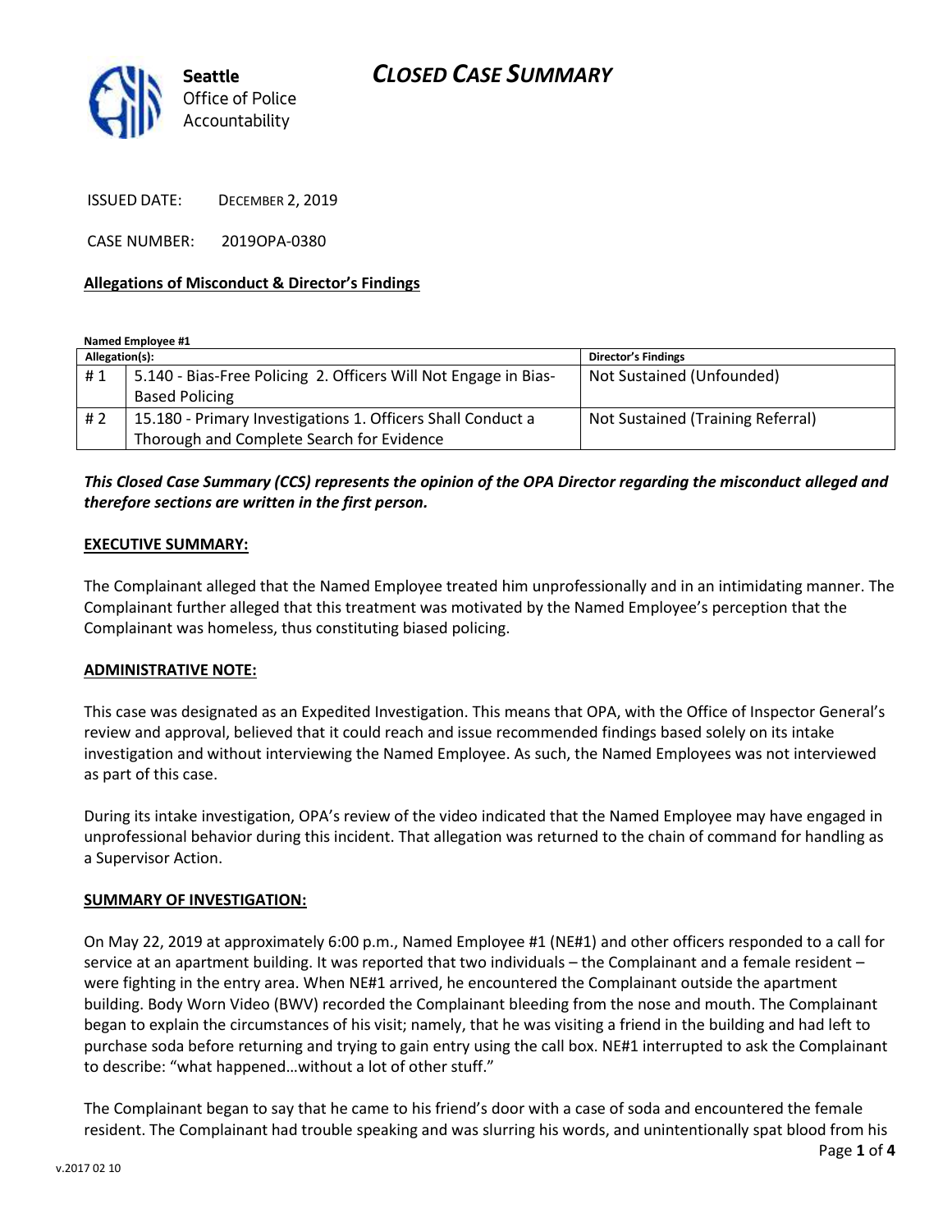**Seattle** Office of Police Accountability

# CLOSED CASE SUMMARY

ISSUED DATE: DECEMBER 2, 2019

CASE NUMBER: 2019OPA-0380

## Allegations of Misconduct & Director's Findings

**Named Employee #1**

| Allegation(s): | | Director's Findings |
|---|---|---|
| # 1 | 5.140 - Bias-Free Policing 2. Officers Will Not Engage in Bias-Based Policing | Not Sustained (Unfounded) |
| # 2 | 15.180 - Primary Investigations 1. Officers Shall Conduct a Thorough and Complete Search for Evidence | Not Sustained (Training Referral) |

***This Closed Case Summary (CCS) represents the opinion of the OPA Director regarding the misconduct alleged and therefore sections are written in the first person.***

## EXECUTIVE SUMMARY:

The Complainant alleged that the Named Employee treated him unprofessionally and in an intimidating manner. The Complainant further alleged that this treatment was motivated by the Named Employee's perception that the Complainant was homeless, thus constituting biased policing.

## ADMINISTRATIVE NOTE:

This case was designated as an Expedited Investigation. This means that OPA, with the Office of Inspector General's review and approval, believed that it could reach and issue recommended findings based solely on its intake investigation and without interviewing the Named Employee. As such, the Named Employees was not interviewed as part of this case.

During its intake investigation, OPA's review of the video indicated that the Named Employee may have engaged in unprofessional behavior during this incident. That allegation was returned to the chain of command for handling as a Supervisor Action.

## SUMMARY OF INVESTIGATION:

On May 22, 2019 at approximately 6:00 p.m., Named Employee #1 (NE#1) and other officers responded to a call for service at an apartment building. It was reported that two individuals – the Complainant and a female resident – were fighting in the entry area. When NE#1 arrived, he encountered the Complainant outside the apartment building. Body Worn Video (BWV) recorded the Complainant bleeding from the nose and mouth. The Complainant began to explain the circumstances of his visit; namely, that he was visiting a friend in the building and had left to purchase soda before returning and trying to gain entry using the call box. NE#1 interrupted to ask the Complainant to describe: "what happened…without a lot of other stuff."

The Complainant began to say that he came to his friend's door with a case of soda and encountered the female resident. The Complainant had trouble speaking and was slurring his words, and unintentionally spat blood from his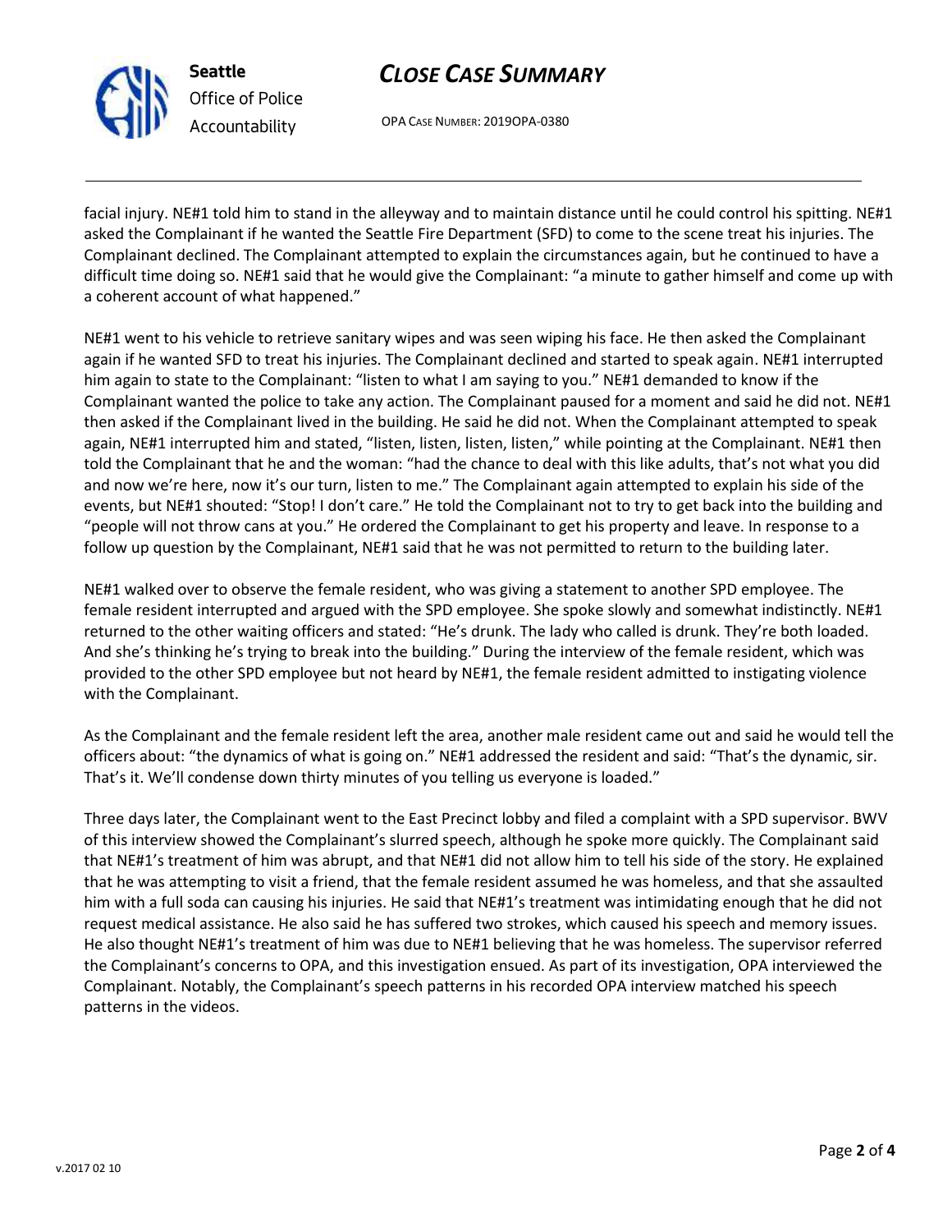facial injury. NE#1 told him to stand in the alleyway and to maintain distance until he could control his spitting. NE#1 asked the Complainant if he wanted the Seattle Fire Department (SFD) to come to the scene treat his injuries. The Complainant declined. The Complainant attempted to explain the circumstances again, but he continued to have a difficult time doing so. NE#1 said that he would give the Complainant: "a minute to gather himself and come up with a coherent account of what happened."

NE#1 went to his vehicle to retrieve sanitary wipes and was seen wiping his face. He then asked the Complainant again if he wanted SFD to treat his injuries. The Complainant declined and started to speak again. NE#1 interrupted him again to state to the Complainant: "listen to what I am saying to you." NE#1 demanded to know if the Complainant wanted the police to take any action. The Complainant paused for a moment and said he did not. NE#1 then asked if the Complainant lived in the building. He said he did not. When the Complainant attempted to speak again, NE#1 interrupted him and stated, "listen, listen, listen, listen," while pointing at the Complainant. NE#1 then told the Complainant that he and the woman: "had the chance to deal with this like adults, that's not what you did and now we're here, now it's our turn, listen to me." The Complainant again attempted to explain his side of the events, but NE#1 shouted: "Stop! I don't care." He told the Complainant not to try to get back into the building and "people will not throw cans at you." He ordered the Complainant to get his property and leave. In response to a follow up question by the Complainant, NE#1 said that he was not permitted to return to the building later.

NE#1 walked over to observe the female resident, who was giving a statement to another SPD employee. The female resident interrupted and argued with the SPD employee. She spoke slowly and somewhat indistinctly. NE#1 returned to the other waiting officers and stated: "He's drunk. The lady who called is drunk. They're both loaded. And she's thinking he's trying to break into the building." During the interview of the female resident, which was provided to the other SPD employee but not heard by NE#1, the female resident admitted to instigating violence with the Complainant.

As the Complainant and the female resident left the area, another male resident came out and said he would tell the officers about: "the dynamics of what is going on." NE#1 addressed the resident and said: "That's the dynamic, sir. That's it. We'll condense down thirty minutes of you telling us everyone is loaded."

Three days later, the Complainant went to the East Precinct lobby and filed a complaint with a SPD supervisor. BWV of this interview showed the Complainant's slurred speech, although he spoke more quickly. The Complainant said that NE#1's treatment of him was abrupt, and that NE#1 did not allow him to tell his side of the story. He explained that he was attempting to visit a friend, that the female resident assumed he was homeless, and that she assaulted him with a full soda can causing his injuries. He said that NE#1's treatment was intimidating enough that he did not request medical assistance. He also said he has suffered two strokes, which caused his speech and memory issues. He also thought NE#1's treatment of him was due to NE#1 believing that he was homeless. The supervisor referred the Complainant's concerns to OPA, and this investigation ensued. As part of its investigation, OPA interviewed the Complainant. Notably, the Complainant's speech patterns in his recorded OPA interview matched his speech patterns in the videos.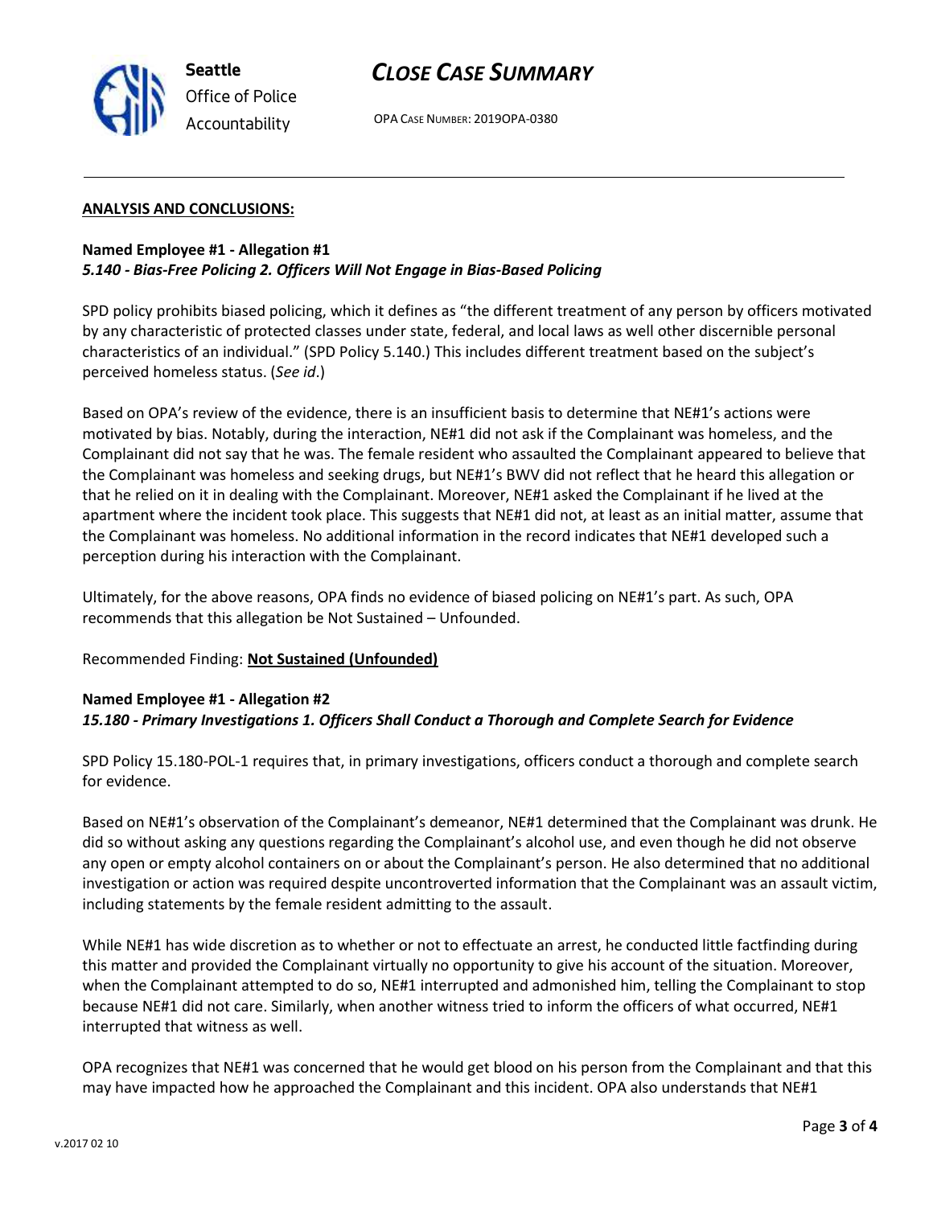**ANALYSIS AND CONCLUSIONS:**

**Named Employee #1 - Allegation #1**
***5.140 - Bias-Free Policing 2. Officers Will Not Engage in Bias-Based Policing***

SPD policy prohibits biased policing, which it defines as "the different treatment of any person by officers motivated by any characteristic of protected classes under state, federal, and local laws as well other discernible personal characteristics of an individual." (SPD Policy 5.140.) This includes different treatment based on the subject's perceived homeless status. (*See id*.)

Based on OPA's review of the evidence, there is an insufficient basis to determine that NE#1's actions were motivated by bias. Notably, during the interaction, NE#1 did not ask if the Complainant was homeless, and the Complainant did not say that he was. The female resident who assaulted the Complainant appeared to believe that the Complainant was homeless and seeking drugs, but NE#1's BWV did not reflect that he heard this allegation or that he relied on it in dealing with the Complainant. Moreover, NE#1 asked the Complainant if he lived at the apartment where the incident took place. This suggests that NE#1 did not, at least as an initial matter, assume that the Complainant was homeless. No additional information in the record indicates that NE#1 developed such a perception during his interaction with the Complainant.

Ultimately, for the above reasons, OPA finds no evidence of biased policing on NE#1's part. As such, OPA recommends that this allegation be Not Sustained – Unfounded.

Recommended Finding: **Not Sustained (Unfounded)**

**Named Employee #1 - Allegation #2**
***15.180 - Primary Investigations 1. Officers Shall Conduct a Thorough and Complete Search for Evidence***

SPD Policy 15.180-POL-1 requires that, in primary investigations, officers conduct a thorough and complete search for evidence.

Based on NE#1's observation of the Complainant's demeanor, NE#1 determined that the Complainant was drunk. He did so without asking any questions regarding the Complainant's alcohol use, and even though he did not observe any open or empty alcohol containers on or about the Complainant's person. He also determined that no additional investigation or action was required despite uncontroverted information that the Complainant was an assault victim, including statements by the female resident admitting to the assault.

While NE#1 has wide discretion as to whether or not to effectuate an arrest, he conducted little factfinding during this matter and provided the Complainant virtually no opportunity to give his account of the situation. Moreover, when the Complainant attempted to do so, NE#1 interrupted and admonished him, telling the Complainant to stop because NE#1 did not care. Similarly, when another witness tried to inform the officers of what occurred, NE#1 interrupted that witness as well.

OPA recognizes that NE#1 was concerned that he would get blood on his person from the Complainant and that this may have impacted how he approached the Complainant and this incident. OPA also understands that NE#1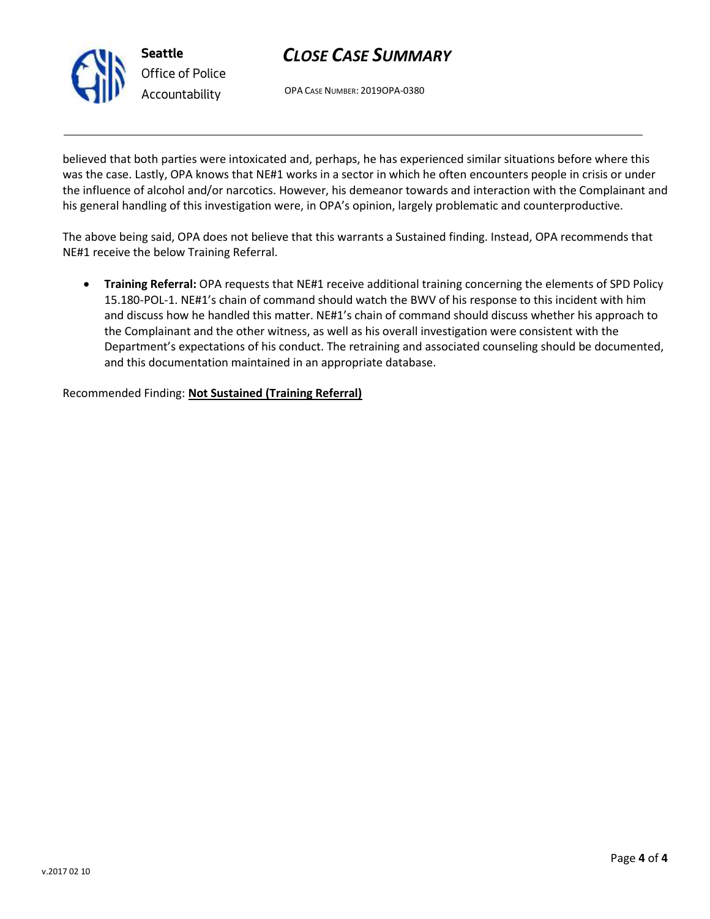believed that both parties were intoxicated and, perhaps, he has experienced similar situations before where this was the case. Lastly, OPA knows that NE#1 works in a sector in which he often encounters people in crisis or under the influence of alcohol and/or narcotics. However, his demeanor towards and interaction with the Complainant and his general handling of this investigation were, in OPA's opinion, largely problematic and counterproductive.

The above being said, OPA does not believe that this warrants a Sustained finding. Instead, OPA recommends that NE#1 receive the below Training Referral.

- **Training Referral:** OPA requests that NE#1 receive additional training concerning the elements of SPD Policy 15.180-POL-1. NE#1's chain of command should watch the BWV of his response to this incident with him and discuss how he handled this matter. NE#1's chain of command should discuss whether his approach to the Complainant and the other witness, as well as his overall investigation were consistent with the Department's expectations of his conduct. The retraining and associated counseling should be documented, and this documentation maintained in an appropriate database.

Recommended Finding: **Not Sustained (Training Referral)**